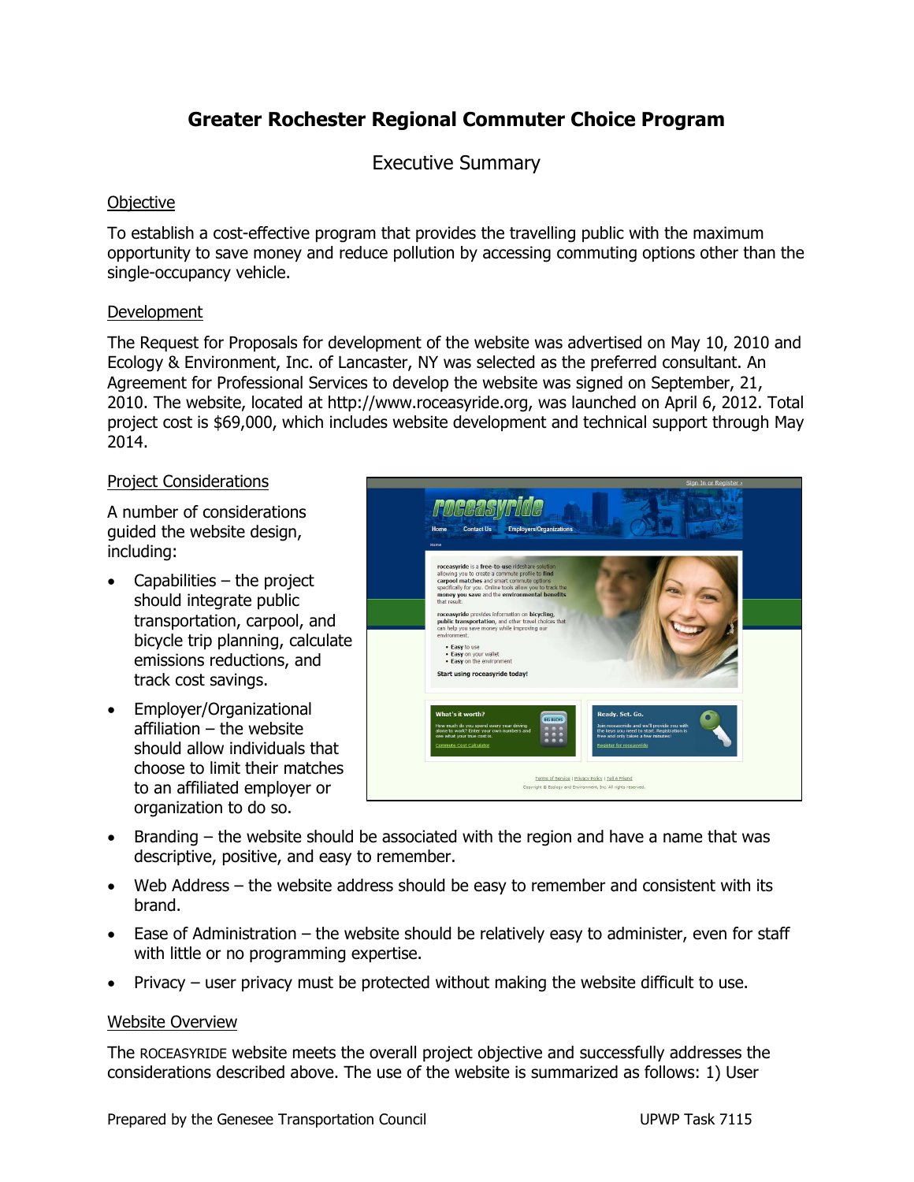# Greater Rochester Regional Commuter Choice Program

## Executive Summary

### Objective

To establish a cost-effective program that provides the travelling public with the maximum opportunity to save money and reduce pollution by accessing commuting options other than the single-occupancy vehicle.

### Development

The Request for Proposals for development of the website was advertised on May 10, 2010 and Ecology & Environment, Inc. of Lancaster, NY was selected as the preferred consultant. An Agreement for Professional Services to develop the website was signed on September, 21, 2010. The website, located at http://www.roceasyride.org, was launched on April 6, 2012. Total project cost is $69,000, which includes website development and technical support through May 2014.

### Project Considerations

A number of considerations guided the website design, including:

- Capabilities – the project should integrate public transportation, carpool, and bicycle trip planning, calculate emissions reductions, and track cost savings.
- Employer/Organizational affiliation – the website should allow individuals that choose to limit their matches to an affiliated employer or organization to do so.
- Branding – the website should be associated with the region and have a name that was descriptive, positive, and easy to remember.
- Web Address – the website address should be easy to remember and consistent with its brand.
- Ease of Administration – the website should be relatively easy to administer, even for staff with little or no programming expertise.
- Privacy – user privacy must be protected without making the website difficult to use.

### Website Overview

The ROCEASYRIDE website meets the overall project objective and successfully addresses the considerations described above. The use of the website is summarized as follows: 1) User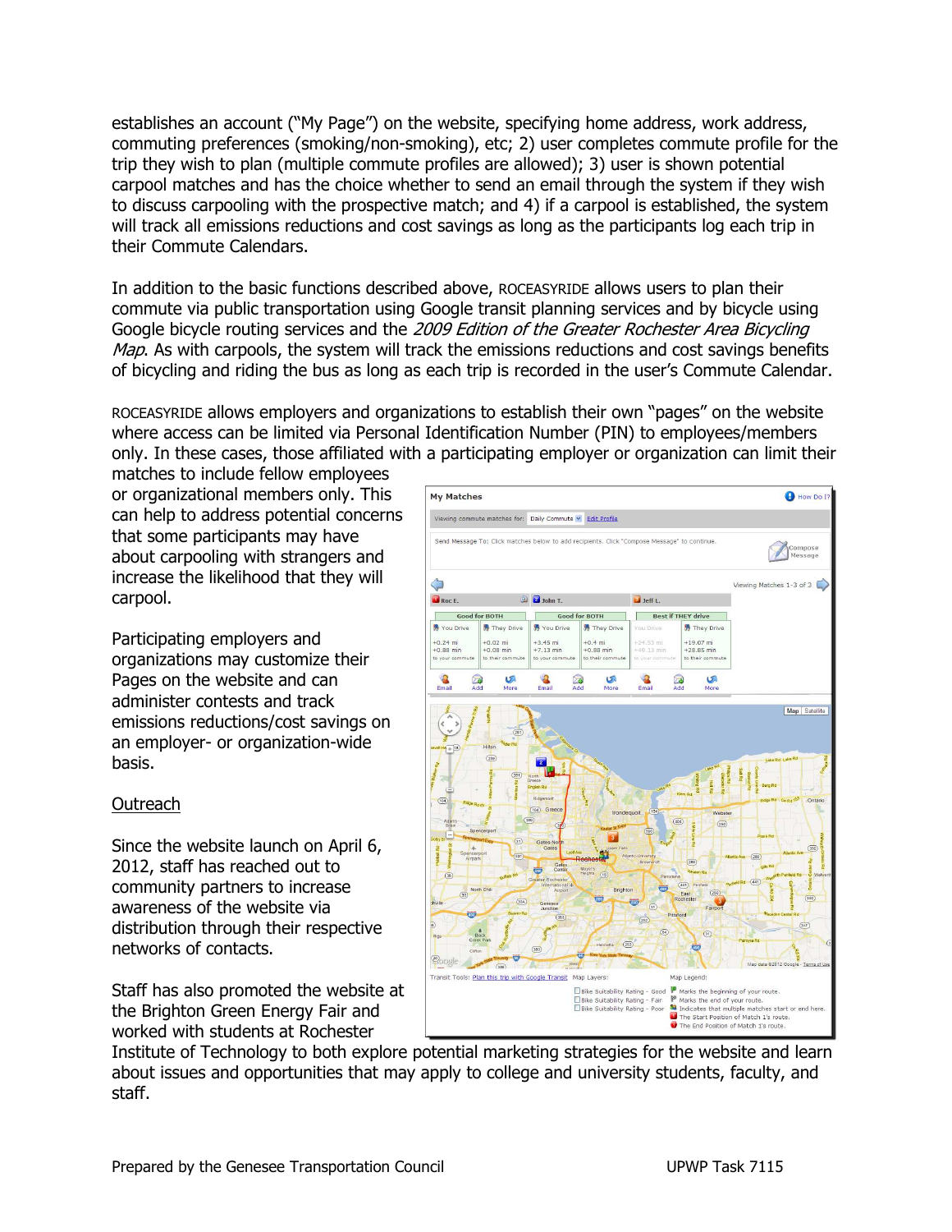establishes an account ("My Page") on the website, specifying home address, work address, commuting preferences (smoking/non-smoking), etc; 2) user completes commute profile for the trip they wish to plan (multiple commute profiles are allowed); 3) user is shown potential carpool matches and has the choice whether to send an email through the system if they wish to discuss carpooling with the prospective match; and 4) if a carpool is established, the system will track all emissions reductions and cost savings as long as the participants log each trip in their Commute Calendars.

In addition to the basic functions described above, ROCEASYRIDE allows users to plan their commute via public transportation using Google transit planning services and by bicycle using Google bicycle routing services and the *2009 Edition of the Greater Rochester Area Bicycling Map*. As with carpools, the system will track the emissions reductions and cost savings benefits of bicycling and riding the bus as long as each trip is recorded in the user's Commute Calendar.

ROCEASYRIDE allows employers and organizations to establish their own "pages" on the website where access can be limited via Personal Identification Number (PIN) to employees/members only. In these cases, those affiliated with a participating employer or organization can limit their matches to include fellow employees or organizational members only. This can help to address potential concerns that some participants may have about carpooling with strangers and increase the likelihood that they will carpool.

Participating employers and organizations may customize their Pages on the website and can administer contests and track emissions reductions/cost savings on an employer- or organization-wide basis.

## Outreach

Since the website launch on April 6, 2012, staff has reached out to community partners to increase awareness of the website via distribution through their respective networks of contacts.

Staff has also promoted the website at the Brighton Green Energy Fair and worked with students at Rochester Institute of Technology to both explore potential marketing strategies for the website and learn about issues and opportunities that may apply to college and university students, faculty, and staff.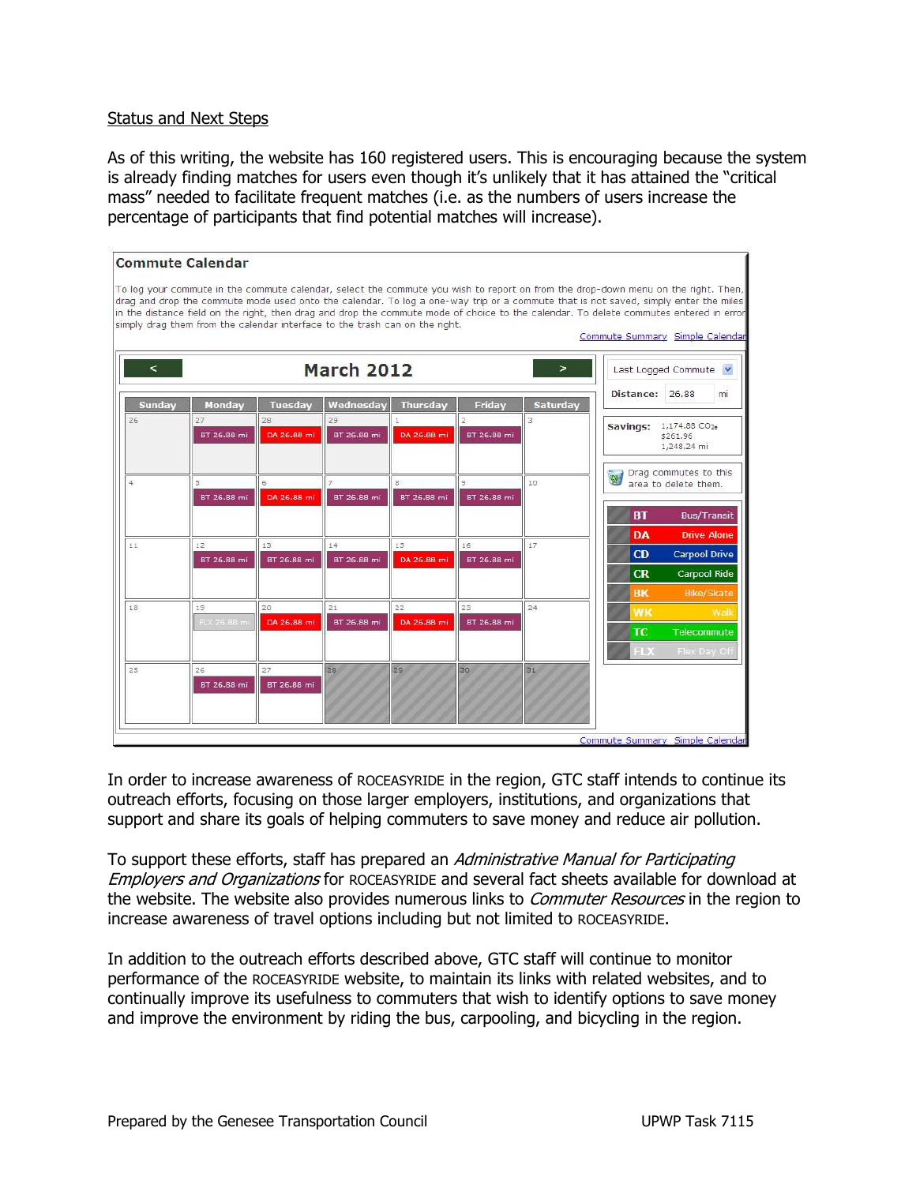## Status and Next Steps

As of this writing, the website has 160 registered users. This is encouraging because the system is already finding matches for users even though it's unlikely that it has attained the "critical mass" needed to facilitate frequent matches (i.e. as the numbers of users increase the percentage of participants that find potential matches will increase).

**Commute Calendar**

To log your commute in the commute calendar, select the commute you wish to report on from the drop-down menu on the right. Then, drag and drop the commute mode used onto the calendar. To log a one-way trip or a commute that is not saved, simply enter the miles in the distance field on the right, then drag and drop the commute mode of choice to the calendar. To delete commutes entered in error simply drag them from the calendar interface to the trash can on the right.

Commute Summary Simple Calendar

< **March 2012** >

| Sunday | Monday | Tuesday | Wednesday | Thursday | Friday | Saturday |
|---|---|---|---|---|---|---|
| 26 | 27 BT 26.88 mi | 28 DA 26.88 mi | 29 BT 26.88 mi | 1 DA 26.88 mi | 2 BT 26.88 mi | 3 |
| 4 | 5 BT 26.88 mi | 6 DA 26.88 mi | 7 BT 26.88 mi | 8 BT 26.88 mi | 9 BT 26.88 mi | 10 |
| 11 | 12 BT 26.88 mi | 13 BT 26.88 mi | 14 BT 26.88 mi | 15 DA 26.88 mi | 16 BT 26.88 mi | 17 |
| 18 | 19 FLX 26.88 mi | 20 DA 26.88 mi | 21 BT 26.88 mi | 22 DA 26.88 mi | 23 BT 26.88 mi | 24 |
| 25 | 26 BT 26.88 mi | 27 BT 26.88 mi | 28 | 29 | 30 | 31 |

Last Logged Commute

Distance: 26.88 mi

Savings: 1,174.88 $CO_2e$ $261.96 1,248.24 mi

Drag commutes to this area to delete them.

BT Bus/Transit
DA Drive Alone
CD Carpool Drive
CR Carpool Ride
BK Bike/Skate
WK Walk
TC Telecommute
FLX Flex Day Off

Commute Summary Simple Calendar

In order to increase awareness of ROCEASYRIDE in the region, GTC staff intends to continue its outreach efforts, focusing on those larger employers, institutions, and organizations that support and share its goals of helping commuters to save money and reduce air pollution.

To support these efforts, staff has prepared an *Administrative Manual for Participating Employers and Organizations* for ROCEASYRIDE and several fact sheets available for download at the website. The website also provides numerous links to *Commuter Resources* in the region to increase awareness of travel options including but not limited to ROCEASYRIDE.

In addition to the outreach efforts described above, GTC staff will continue to monitor performance of the ROCEASYRIDE website, to maintain its links with related websites, and to continually improve its usefulness to commuters that wish to identify options to save money and improve the environment by riding the bus, carpooling, and bicycling in the region.